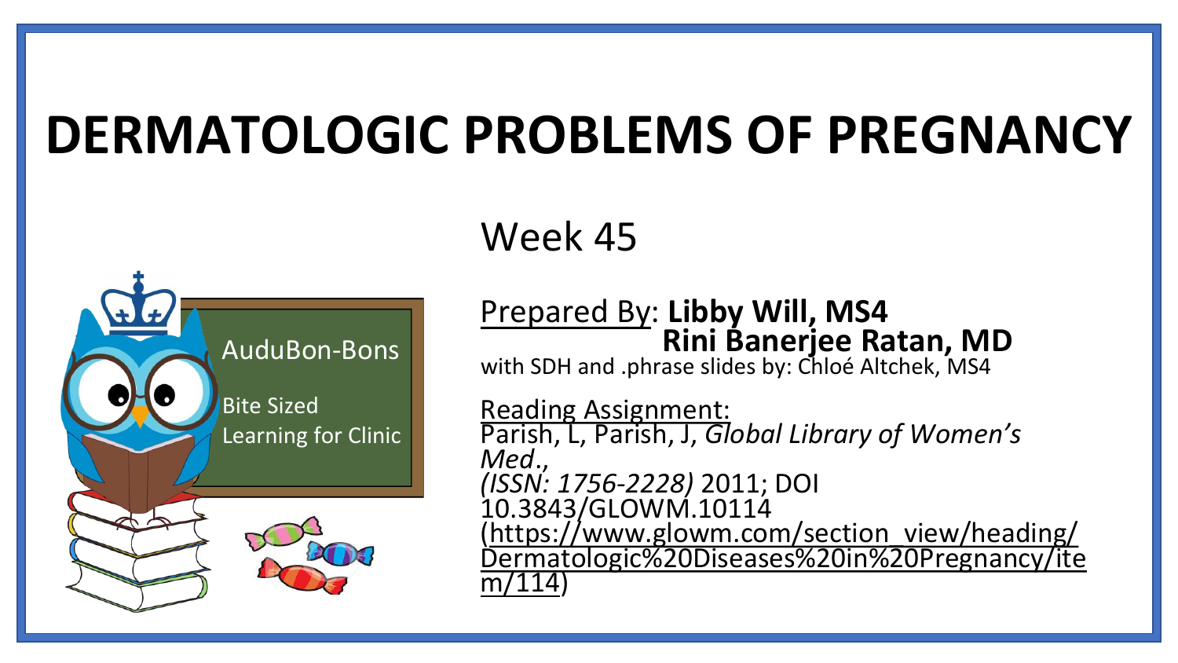# DERMATOLOGIC PROBLEMS OF PREGNANCY

AuduBon-Bons

Bite Sized Learning for Clinic

## Week 45

Prepared By: **Libby Will, MS4**
**Rini Banerjee Ratan, MD**
with SDH and .phrase slides by: Chloé Altchek, MS4

Reading Assignment:
Parish, L, Parish, J, *Global Library of Women's Med.*, *(ISSN: 1756-2228)* 2011; DOI 10.3843/GLOWM.10114 (https://www.glowm.com/section_view/heading/Dermatologic%20Diseases%20in%20Pregnancy/item/114)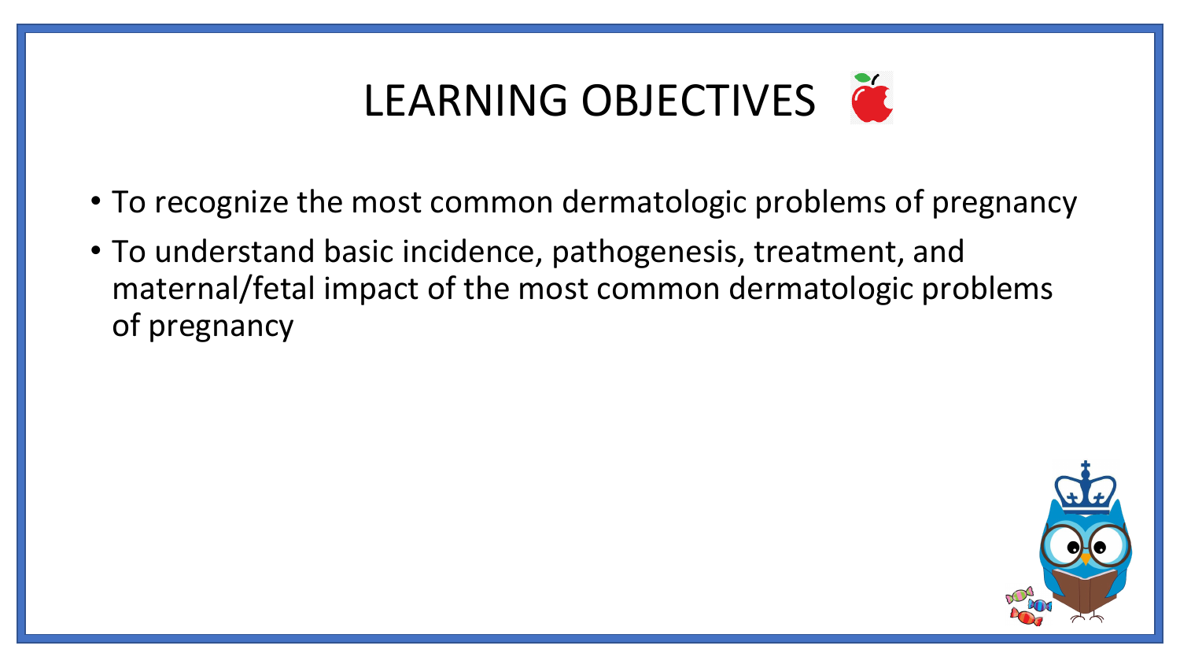# LEARNING OBJECTIVES

- To recognize the most common dermatologic problems of pregnancy
- To understand basic incidence, pathogenesis, treatment, and maternal/fetal impact of the most common dermatologic problems of pregnancy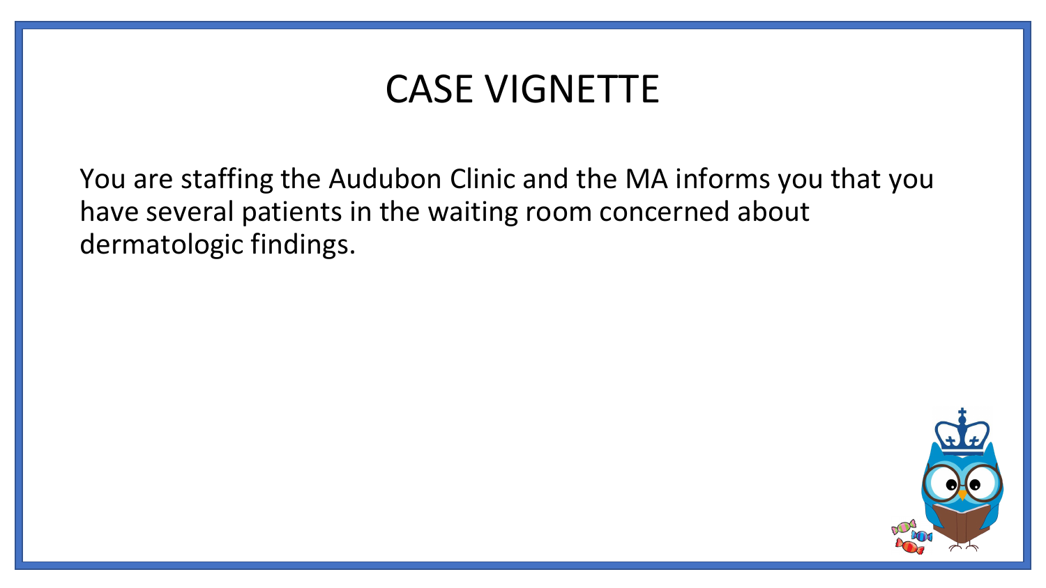# CASE VIGNETTE

You are staffing the Audubon Clinic and the MA informs you that you have several patients in the waiting room concerned about dermatologic findings.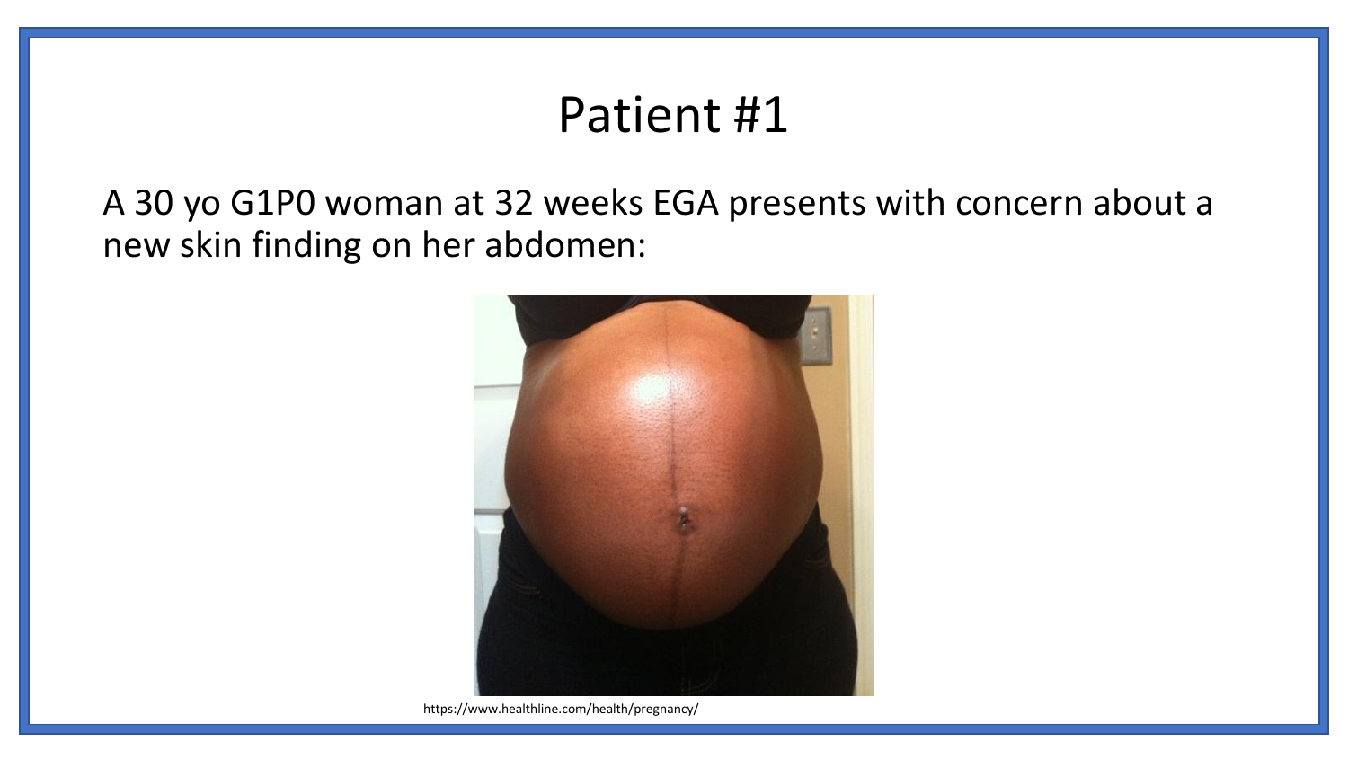# Patient #1

A 30 yo G1P0 woman at 32 weeks EGA presents with concern about a new skin finding on her abdomen:

https://www.healthline.com/health/pregnancy/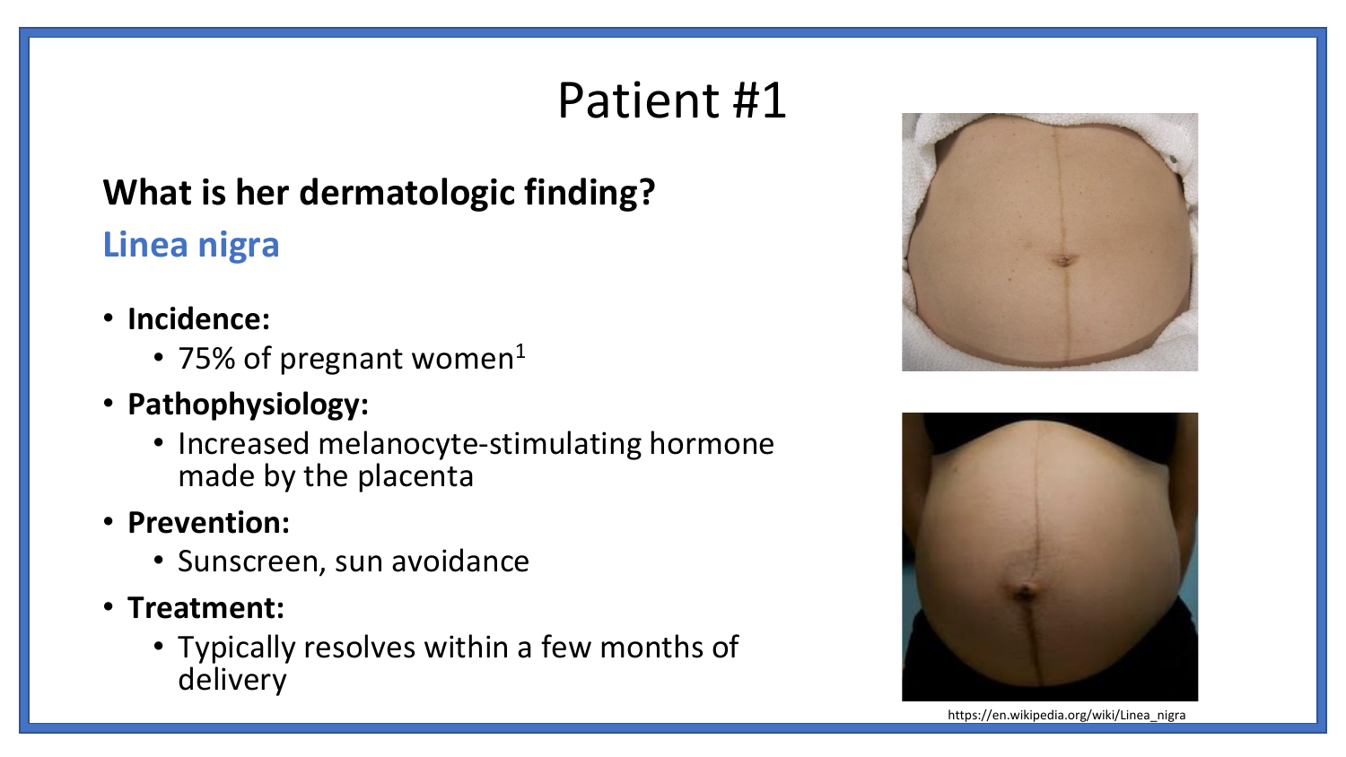# Patient #1

**What is her dermatologic finding?**

**Linea nigra**

- **Incidence:**
  - 75% of pregnant women[1]
- **Pathophysiology:**
  - Increased melanocyte-stimulating hormone made by the placenta
- **Prevention:**
  - Sunscreen, sun avoidance
- **Treatment:**
  - Typically resolves within a few months of delivery

https://en.wikipedia.org/wiki/Linea_nigra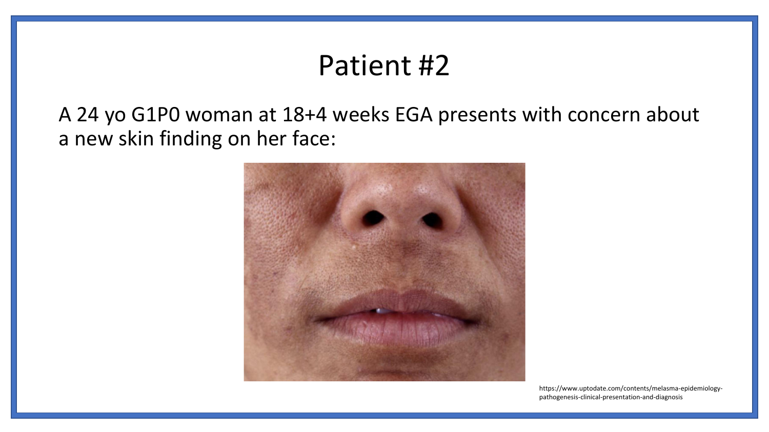# Patient #2

A 24 yo G1P0 woman at 18+4 weeks EGA presents with concern about a new skin finding on her face:

https://www.uptodate.com/contents/melasma-epidemiology-pathogenesis-clinical-presentation-and-diagnosis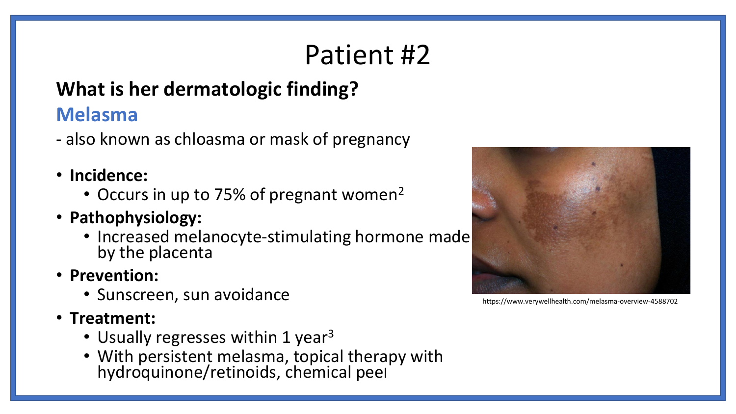# Patient #2

## What is her dermatologic finding?

## Melasma

- also known as chloasma or mask of pregnancy

- **Incidence:**
  - Occurs in up to 75% of pregnant women[2]
- **Pathophysiology:**
  - Increased melanocyte-stimulating hormone made by the placenta
- **Prevention:**
  - Sunscreen, sun avoidance
- **Treatment:**
  - Usually regresses within 1 year[3]
  - With persistent melasma, topical therapy with hydroquinone/retinoids, chemical peel

https://www.verywellhealth.com/melasma-overview-4588702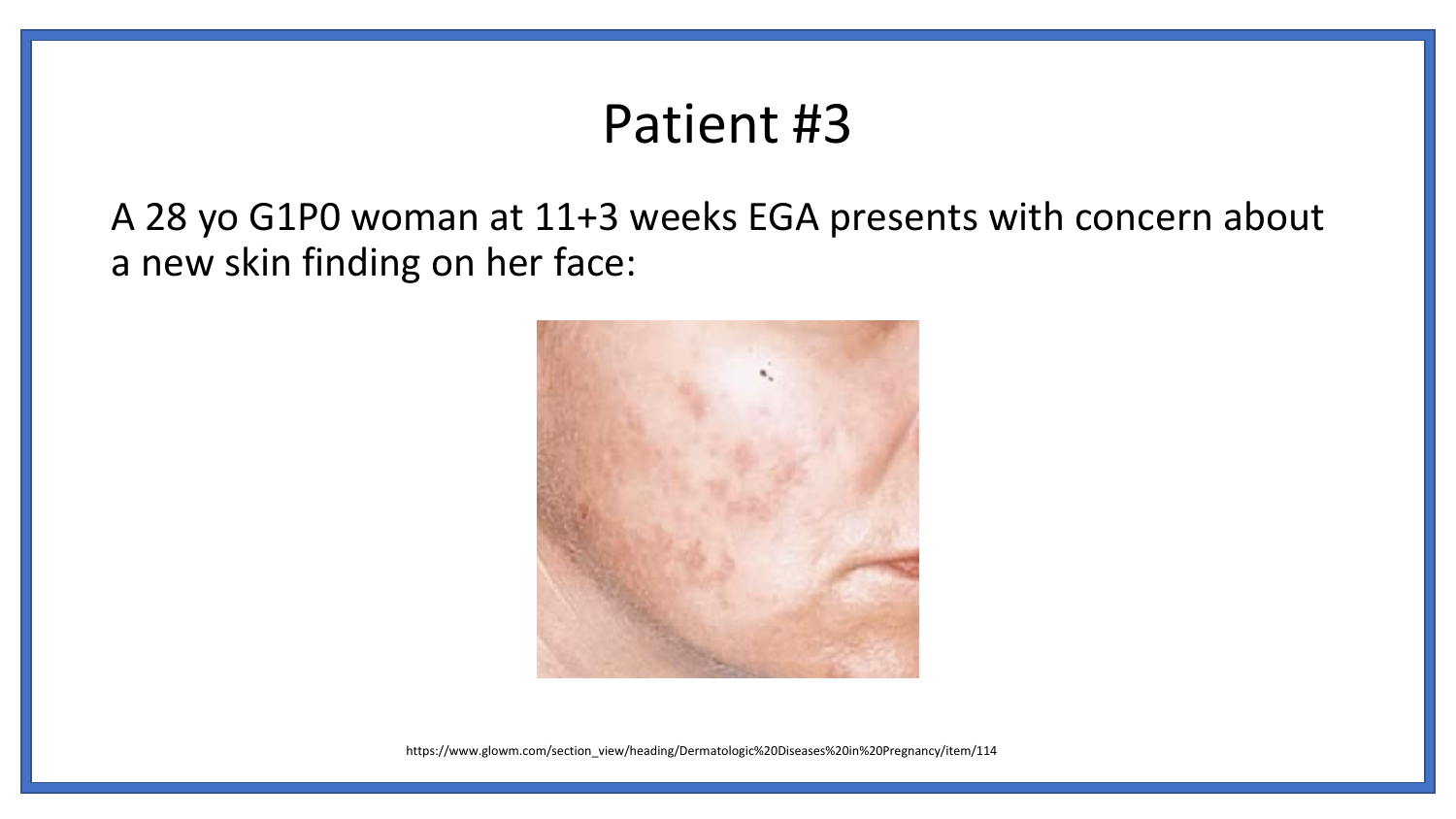# Patient #3

A 28 yo G1P0 woman at 11+3 weeks EGA presents with concern about a new skin finding on her face:

https://www.glowm.com/section_view/heading/Dermatologic%20Diseases%20in%20Pregnancy/item/114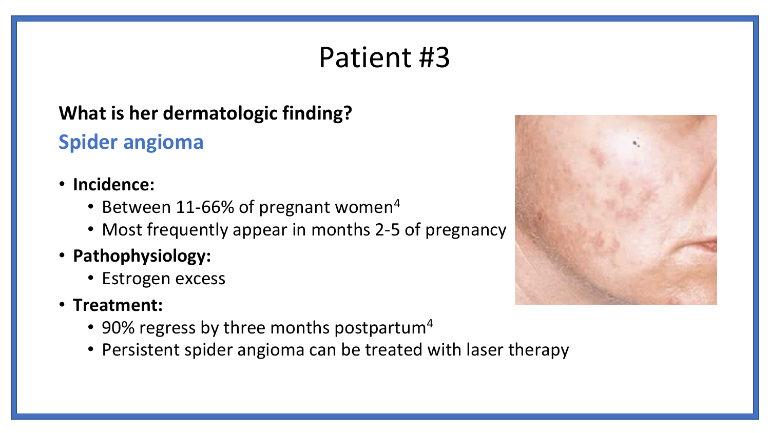# Patient #3

**What is her dermatologic finding?**

**Spider angioma**

- **Incidence:**
  - Between 11-66% of pregnant women[4]
  - Most frequently appear in months 2-5 of pregnancy
- **Pathophysiology:**
  - Estrogen excess
- **Treatment:**
  - 90% regress by three months postpartum[4]
  - Persistent spider angioma can be treated with laser therapy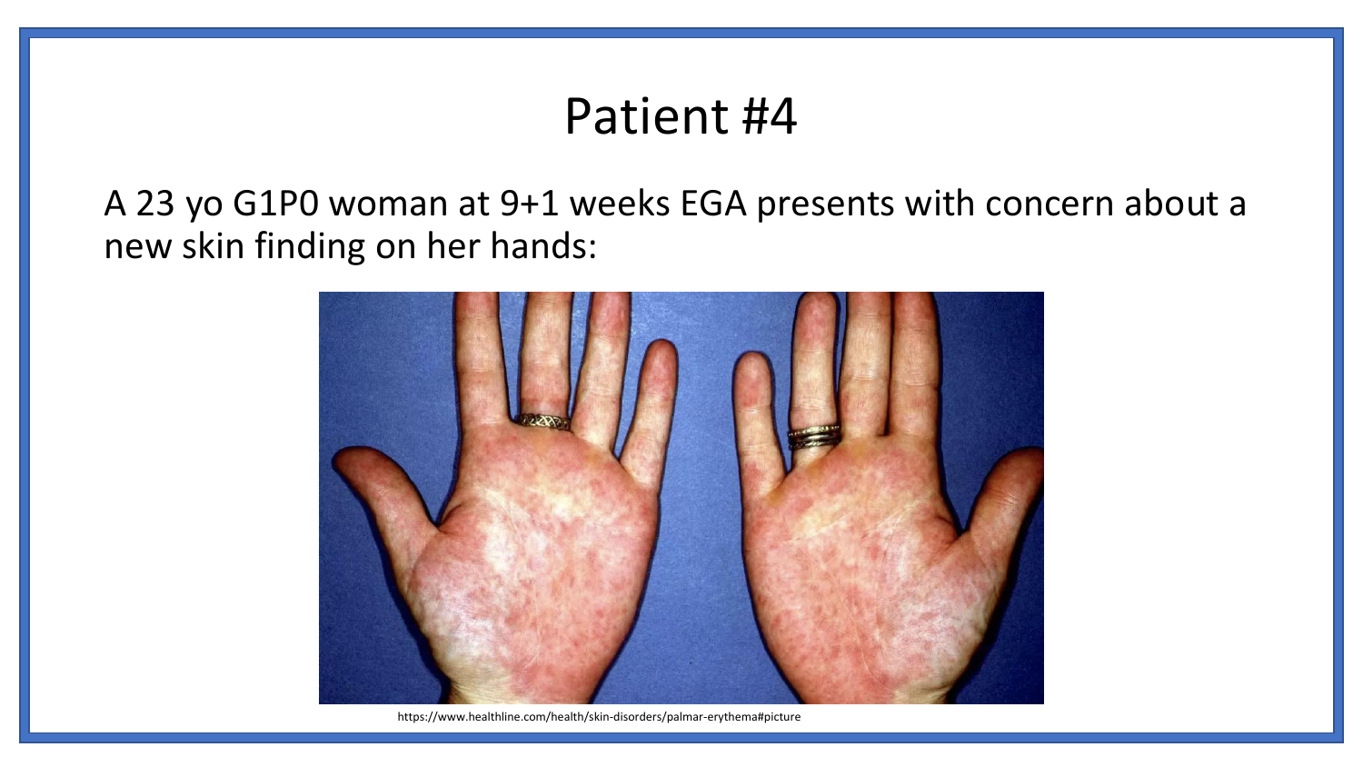# Patient #4

A 23 yo G1P0 woman at 9+1 weeks EGA presents with concern about a new skin finding on her hands:

https://www.healthline.com/health/skin-disorders/palmar-erythema#picture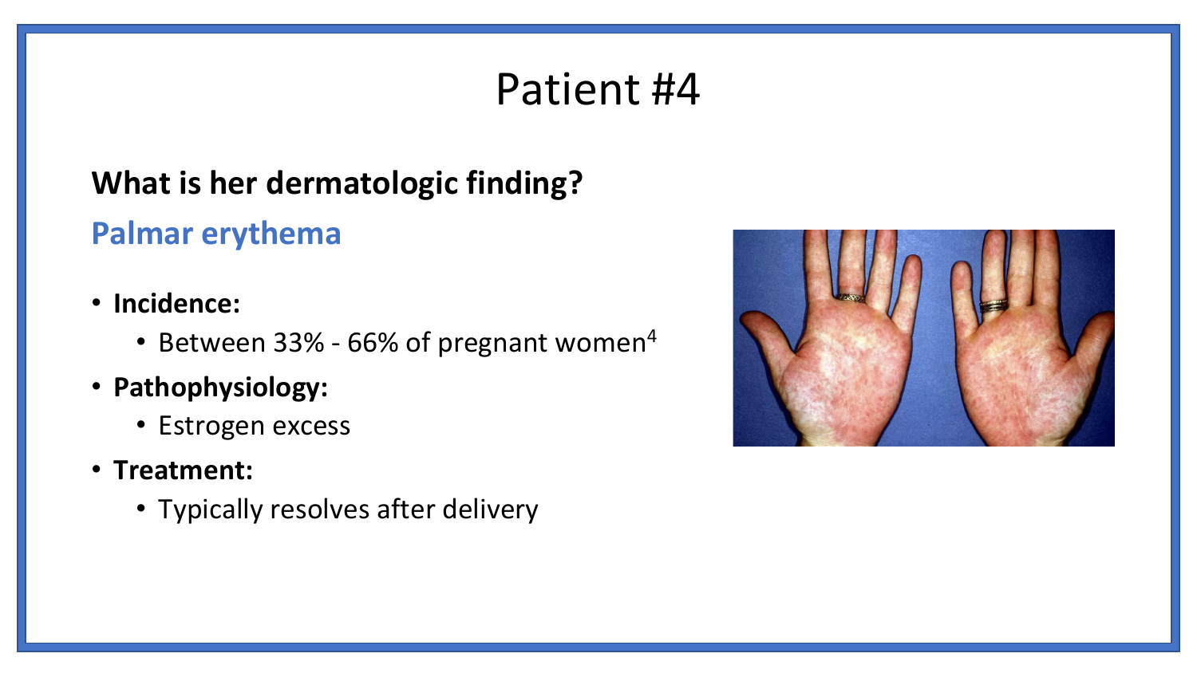# Patient #4

**What is her dermatologic finding?**

**Palmar erythema**

- **Incidence:**
  - Between 33% - 66% of pregnant women[4]
- **Pathophysiology:**
  - Estrogen excess
- **Treatment:**
  - Typically resolves after delivery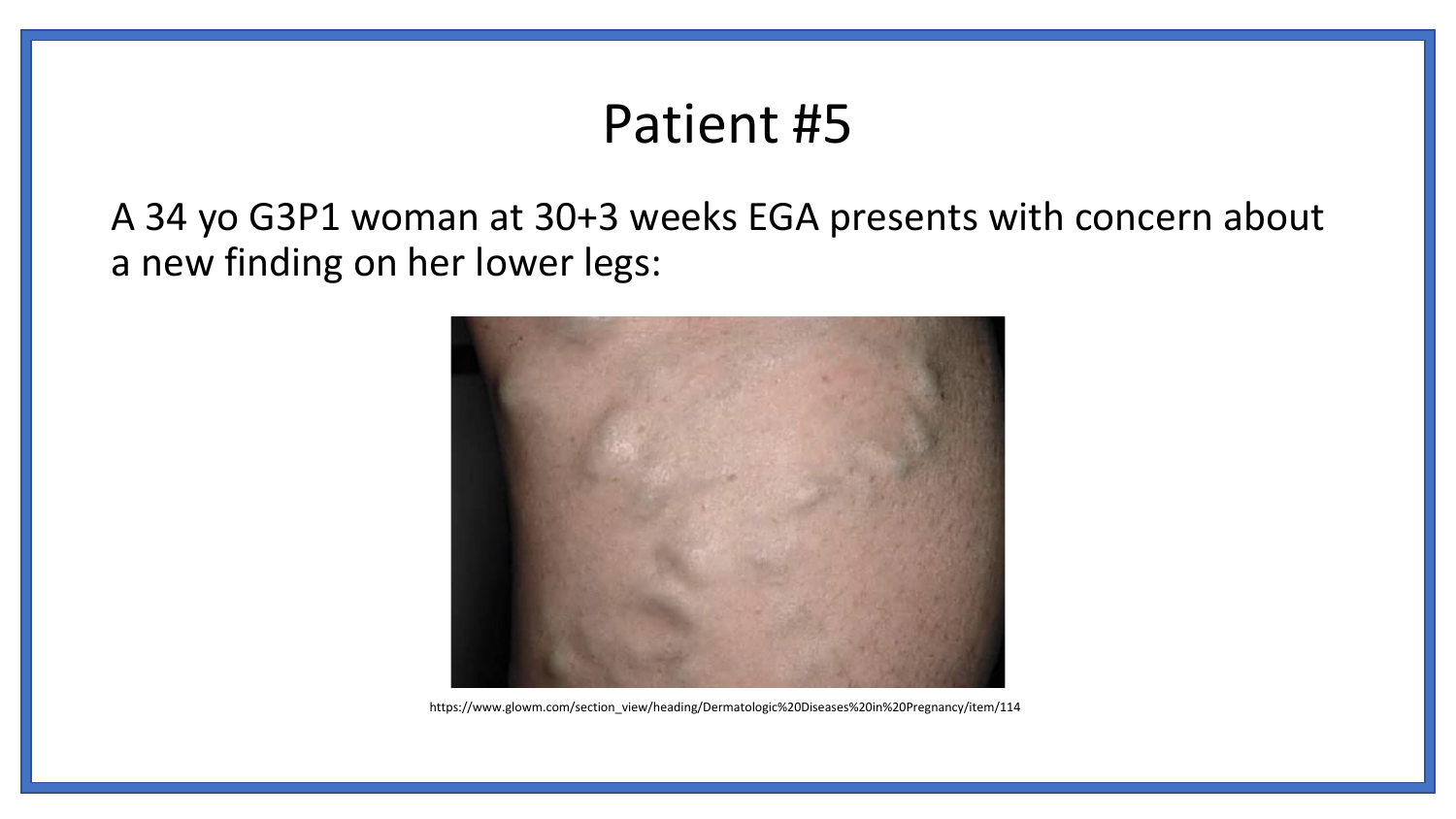# Patient #5

A 34 yo G3P1 woman at 30+3 weeks EGA presents with concern about a new finding on her lower legs:

https://www.glowm.com/section_view/heading/Dermatologic%20Diseases%20in%20Pregnancy/item/114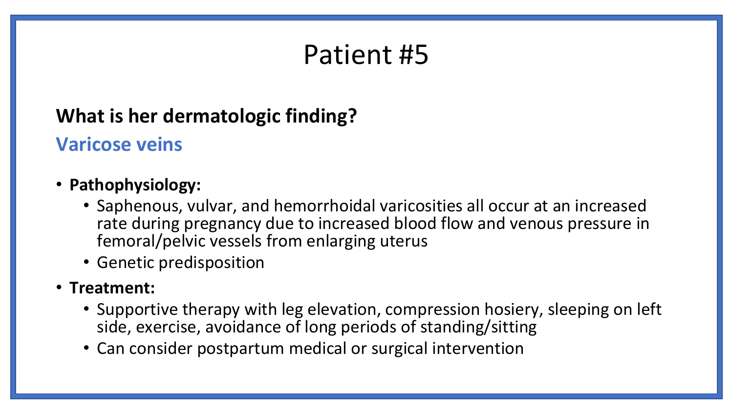# Patient #5

**What is her dermatologic finding?**

**Varicose veins**

- **Pathophysiology:**
  - Saphenous, vulvar, and hemorrhoidal varicosities all occur at an increased rate during pregnancy due to increased blood flow and venous pressure in femoral/pelvic vessels from enlarging uterus
  - Genetic predisposition
- **Treatment:**
  - Supportive therapy with leg elevation, compression hosiery, sleeping on left side, exercise, avoidance of long periods of standing/sitting
  - Can consider postpartum medical or surgical intervention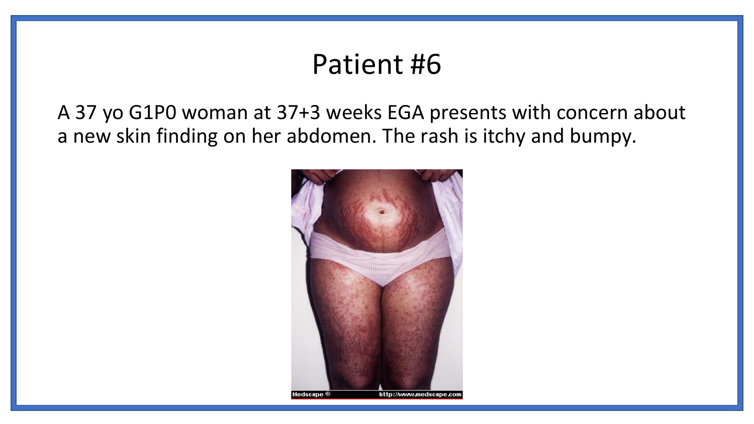# Patient #6

A 37 yo G1P0 woman at 37+3 weeks EGA presents with concern about a new skin finding on her abdomen. The rash is itchy and bumpy.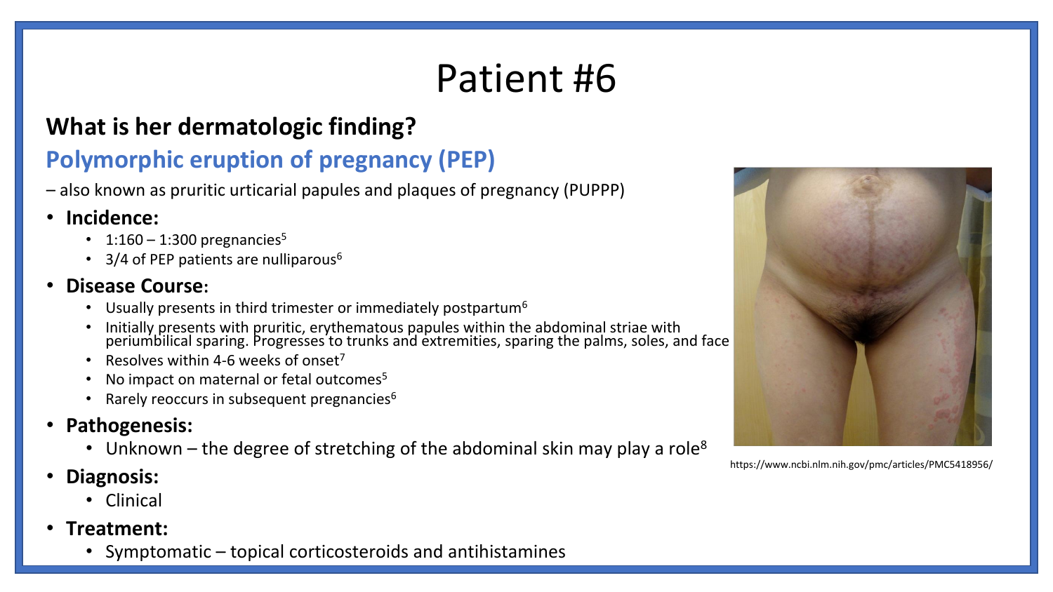# Patient #6

## What is her dermatologic finding?

### Polymorphic eruption of pregnancy (PEP)

– also known as pruritic urticarial papules and plaques of pregnancy (PUPPP)

- **Incidence:**
  - 1:160 – 1:300 pregnancies[5]
  - 3/4 of PEP patients are nulliparous[6]
- **Disease Course:**
  - Usually presents in third trimester or immediately postpartum[6]
  - Initially presents with pruritic, erythematous papules within the abdominal striae with periumbilical sparing. Progresses to trunks and extremities, sparing the palms, soles, and face
  - Resolves within 4-6 weeks of onset[7]
  - No impact on maternal or fetal outcomes[5]
  - Rarely reoccurs in subsequent pregnancies[6]
- **Pathogenesis:**
  - Unknown – the degree of stretching of the abdominal skin may play a role[8]
- **Diagnosis:**
  - Clinical
- **Treatment:**
  - Symptomatic – topical corticosteroids and antihistamines

https://www.ncbi.nlm.nih.gov/pmc/articles/PMC5418956/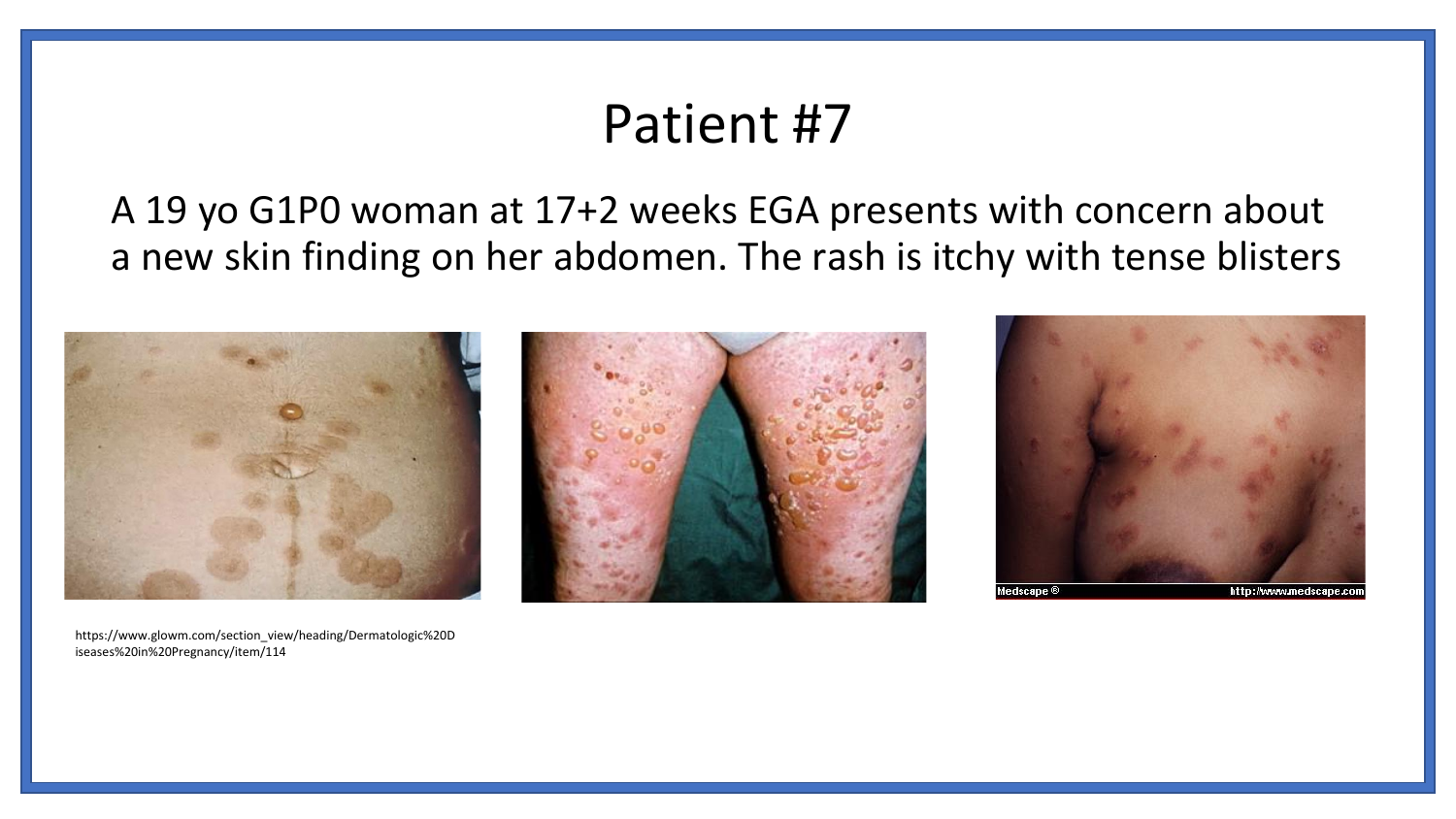# Patient #7

A 19 yo G1P0 woman at 17+2 weeks EGA presents with concern about a new skin finding on her abdomen. The rash is itchy with tense blisters

https://www.glowm.com/section_view/heading/Dermatologic%20Diseases%20in%20Pregnancy/item/114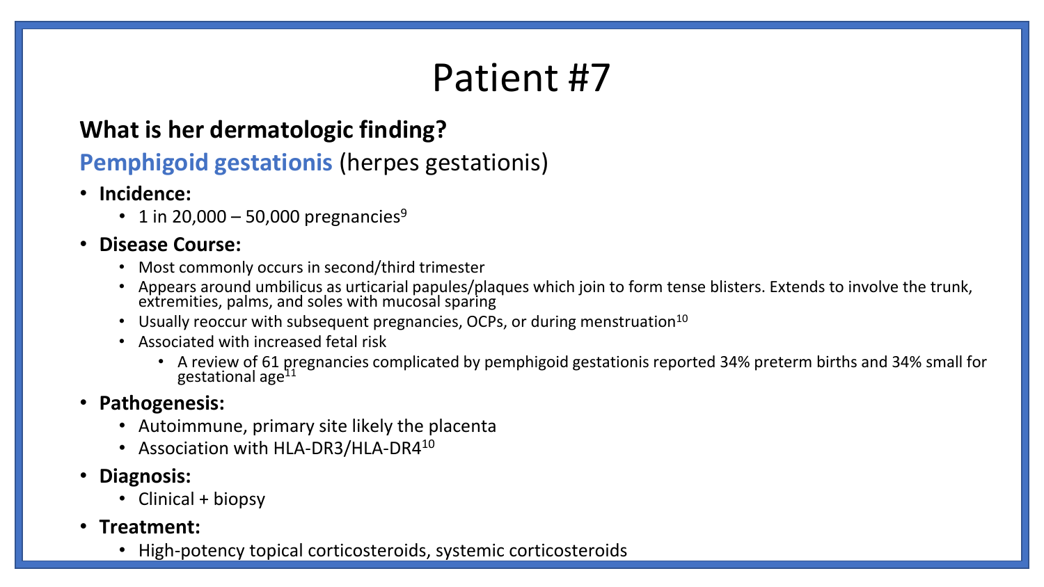# Patient #7

## What is her dermatologic finding?

**Pemphigoid gestationis** (herpes gestationis)

- **Incidence:**
  - 1 in 20,000 – 50,000 pregnancies[9]
- **Disease Course:**
  - Most commonly occurs in second/third trimester
  - Appears around umbilicus as urticarial papules/plaques which join to form tense blisters. Extends to involve the trunk, extremities, palms, and soles with mucosal sparing
  - Usually reoccur with subsequent pregnancies, OCPs, or during menstruation[10]
  - Associated with increased fetal risk
    - A review of 61 pregnancies complicated by pemphigoid gestationis reported 34% preterm births and 34% small for gestational age[11]
- **Pathogenesis:**
  - Autoimmune, primary site likely the placenta
  - Association with HLA-DR3/HLA-DR4[10]
- **Diagnosis:**
  - Clinical + biopsy
- **Treatment:**
  - High-potency topical corticosteroids, systemic corticosteroids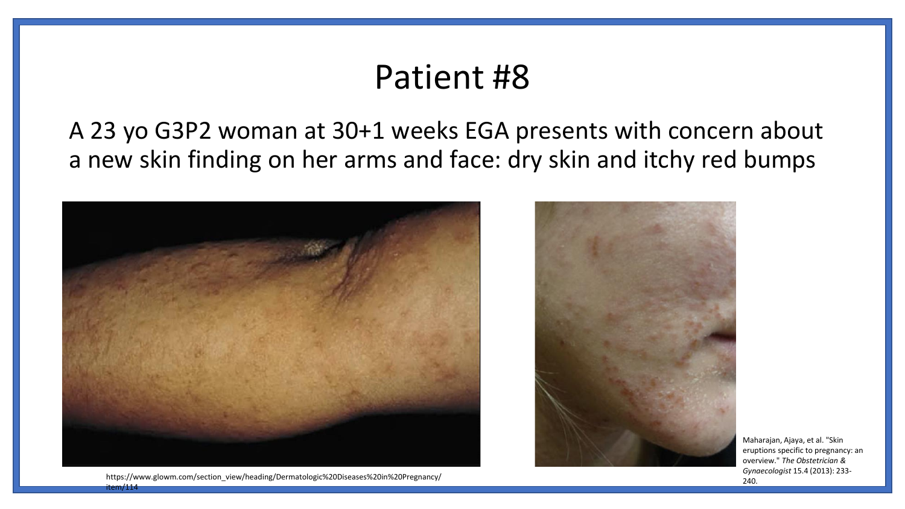# Patient #8

A 23 yo G3P2 woman at 30+1 weeks EGA presents with concern about a new skin finding on her arms and face: dry skin and itchy red bumps

https://www.glowm.com/section_view/heading/Dermatologic%20Diseases%20in%20Pregnancy/item/114

Maharajan, Ajaya, et al. "Skin eruptions specific to pregnancy: an overview." *The Obstetrician & Gynaecologist* 15.4 (2013): 233-240.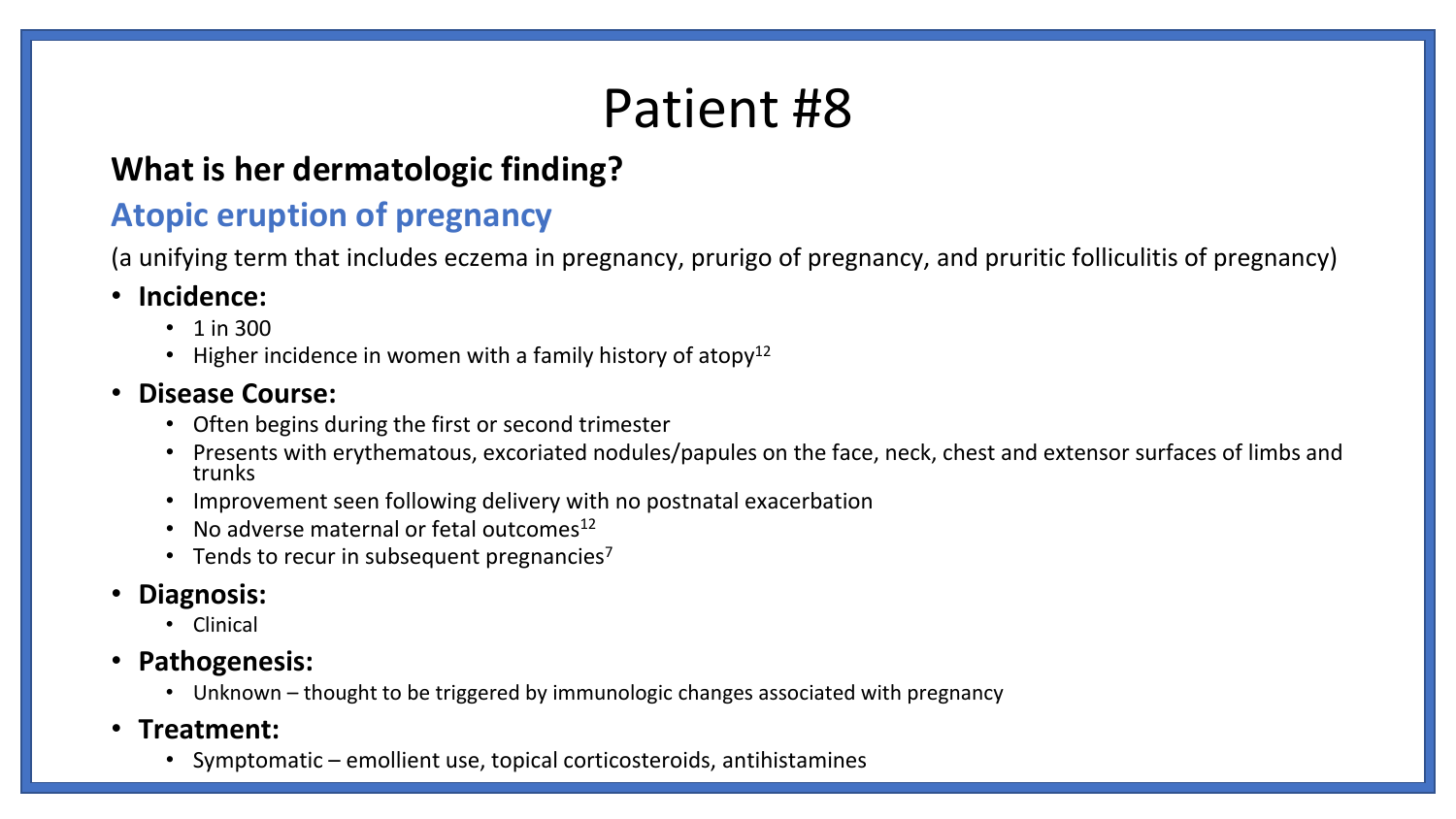# Patient #8

## What is her dermatologic finding?

## Atopic eruption of pregnancy

(a unifying term that includes eczema in pregnancy, prurigo of pregnancy, and pruritic folliculitis of pregnancy)

- **Incidence:**
  - 1 in 300
  - Higher incidence in women with a family history of atopy[12]
- **Disease Course:**
  - Often begins during the first or second trimester
  - Presents with erythematous, excoriated nodules/papules on the face, neck, chest and extensor surfaces of limbs and trunks
  - Improvement seen following delivery with no postnatal exacerbation
  - No adverse maternal or fetal outcomes[12]
  - Tends to recur in subsequent pregnancies[7]
- **Diagnosis:**
  - Clinical
- **Pathogenesis:**
  - Unknown – thought to be triggered by immunologic changes associated with pregnancy
- **Treatment:**
  - Symptomatic – emollient use, topical corticosteroids, antihistamines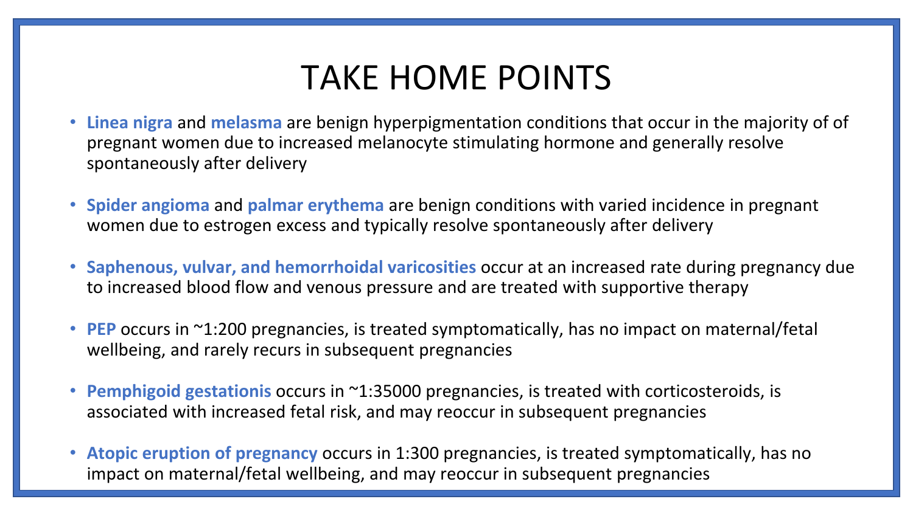# TAKE HOME POINTS

- **Linea nigra** and **melasma** are benign hyperpigmentation conditions that occur in the majority of of pregnant women due to increased melanocyte stimulating hormone and generally resolve spontaneously after delivery

- **Spider angioma** and **palmar erythema** are benign conditions with varied incidence in pregnant women due to estrogen excess and typically resolve spontaneously after delivery

- **Saphenous, vulvar, and hemorrhoidal varicosities** occur at an increased rate during pregnancy due to increased blood flow and venous pressure and are treated with supportive therapy

- **PEP** occurs in ~1:200 pregnancies, is treated symptomatically, has no impact on maternal/fetal wellbeing, and rarely recurs in subsequent pregnancies

- **Pemphigoid gestationis** occurs in ~1:35000 pregnancies, is treated with corticosteroids, is associated with increased fetal risk, and may reoccur in subsequent pregnancies

- **Atopic eruption of pregnancy** occurs in 1:300 pregnancies, is treated symptomatically, has no impact on maternal/fetal wellbeing, and may reoccur in subsequent pregnancies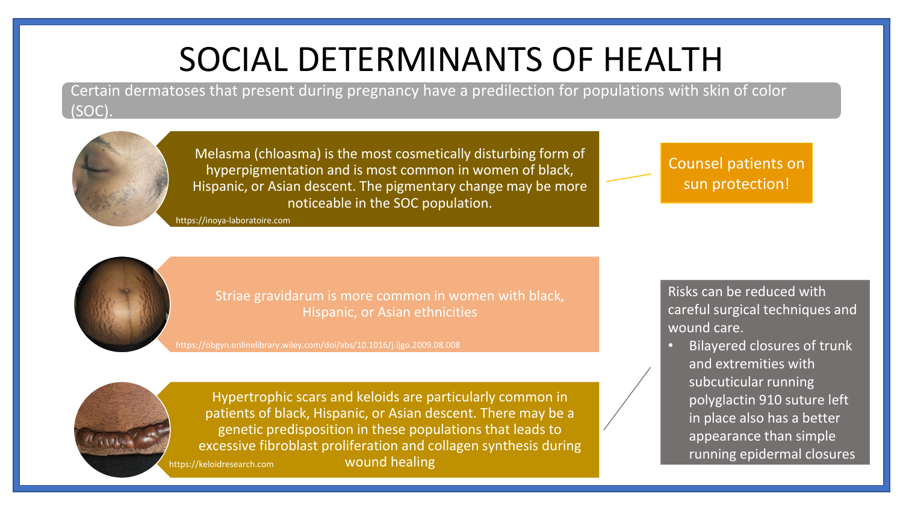# SOCIAL DETERMINANTS OF HEALTH

Certain dermatoses that present during pregnancy have a predilection for populations with skin of color (SOC).

Melasma (chloasma) is the most cosmetically disturbing form of hyperpigmentation and is most common in women of black, Hispanic, or Asian descent. The pigmentary change may be more noticeable in the SOC population.

https://inoya-laboratoire.com

Counsel patients on sun protection!

Striae gravidarum is more common in women with black, Hispanic, or Asian ethnicities

https://obgyn.onlinelibrary.wiley.com/doi/abs/10.1016/j.ijgo.2009.08.008

Hypertrophic scars and keloids are particularly common in patients of black, Hispanic, or Asian descent. There may be a genetic predisposition in these populations that leads to excessive fibroblast proliferation and collagen synthesis during wound healing

https://keloidresearch.com

Risks can be reduced with careful surgical techniques and wound care.

- Bilayered closures of trunk and extremities with subcuticular running polyglactin 910 suture left in place also has a better appearance than simple running epidermal closures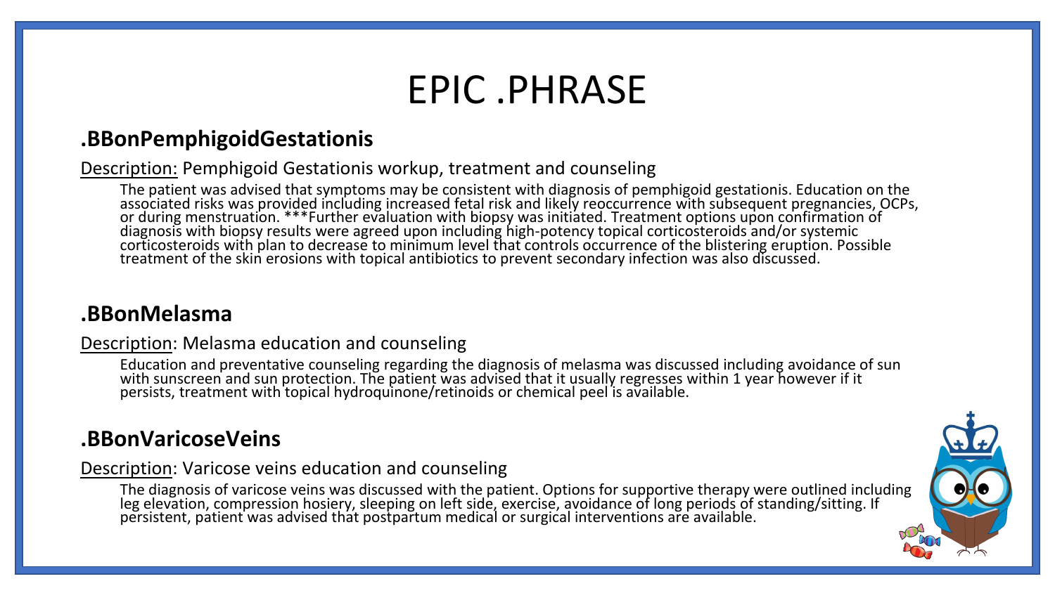# EPIC .PHRASE

## .BBonPemphigoidGestationis

Description: Pemphigoid Gestationis workup, treatment and counseling

The patient was advised that symptoms may be consistent with diagnosis of pemphigoid gestationis. Education on the associated risks was provided including increased fetal risk and likely reoccurrence with subsequent pregnancies, OCPs, or during menstruation. ***Further evaluation with biopsy was initiated. Treatment options upon confirmation of diagnosis with biopsy results were agreed upon including high-potency topical corticosteroids and/or systemic corticosteroids with plan to decrease to minimum level that controls occurrence of the blistering eruption. Possible treatment of the skin erosions with topical antibiotics to prevent secondary infection was also discussed.

## .BBonMelasma

Description: Melasma education and counseling

Education and preventative counseling regarding the diagnosis of melasma was discussed including avoidance of sun with sunscreen and sun protection. The patient was advised that it usually regresses within 1 year however if it persists, treatment with topical hydroquinone/retinoids or chemical peel is available.

## .BBonVaricoseVeins

Description: Varicose veins education and counseling

The diagnosis of varicose veins was discussed with the patient. Options for supportive therapy were outlined including leg elevation, compression hosiery, sleeping on left side, exercise, avoidance of long periods of standing/sitting. If persistent, patient was advised that postpartum medical or surgical interventions are available.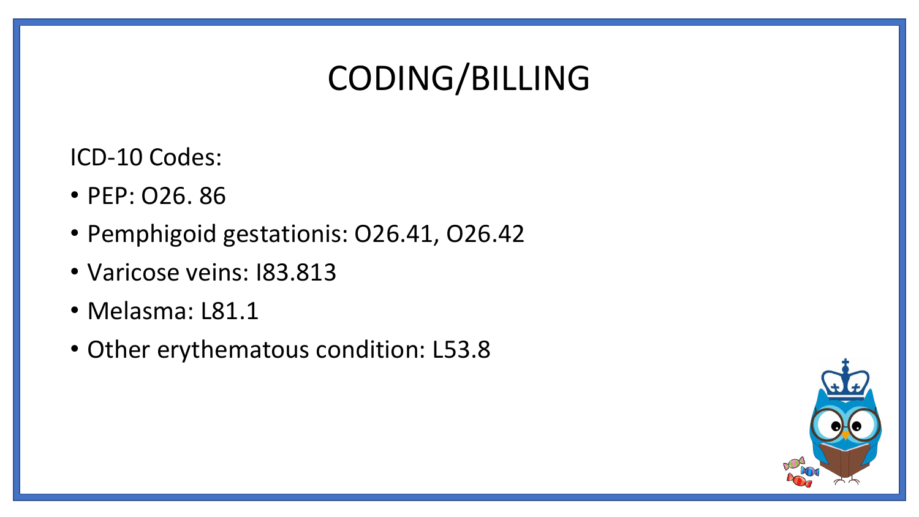# CODING/BILLING

ICD-10 Codes:

- PEP: O26. 86
- Pemphigoid gestationis: O26.41, O26.42
- Varicose veins: I83.813
- Melasma: L81.1
- Other erythematous condition: L53.8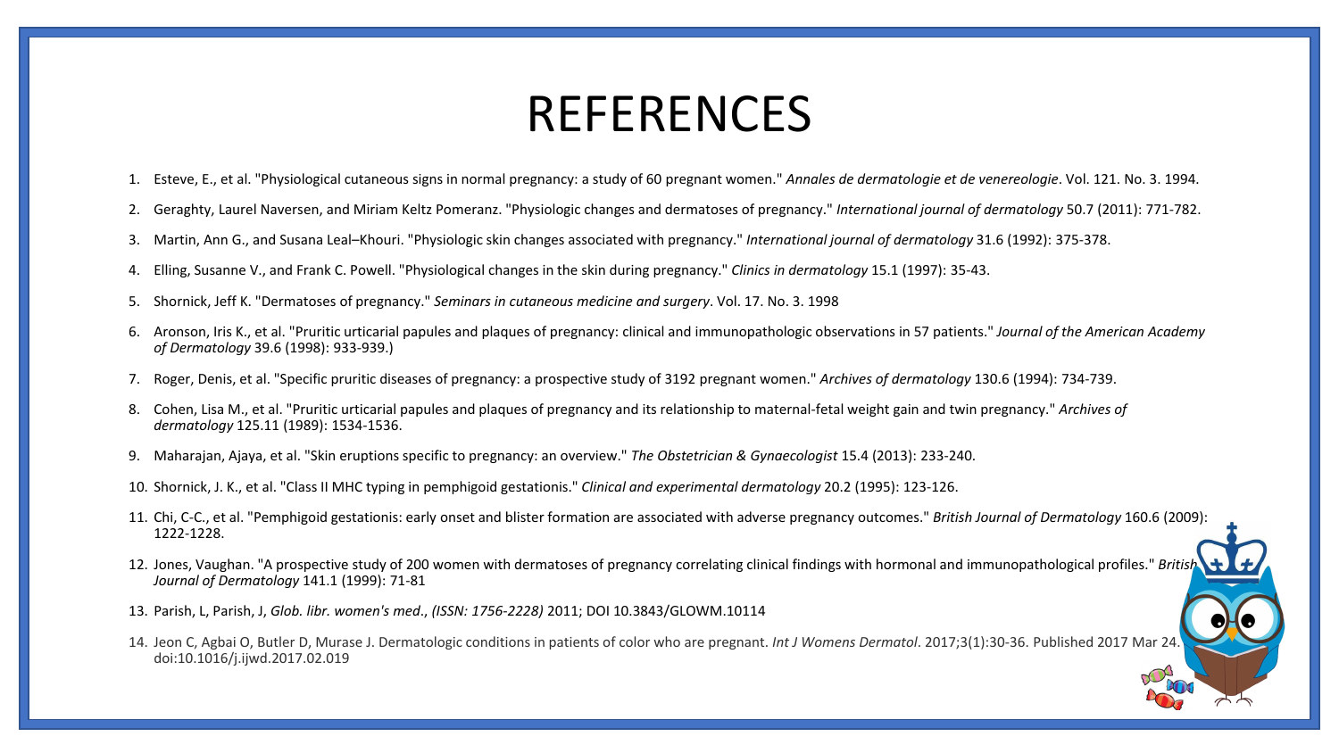# REFERENCES

1. Esteve, E., et al. "Physiological cutaneous signs in normal pregnancy: a study of 60 pregnant women." *Annales de dermatologie et de venereologie*. Vol. 121. No. 3. 1994.
2. Geraghty, Laurel Naversen, and Miriam Keltz Pomeranz. "Physiologic changes and dermatoses of pregnancy." *International journal of dermatology* 50.7 (2011): 771-782.
3. Martin, Ann G., and Susana Leal–Khouri. "Physiologic skin changes associated with pregnancy." *International journal of dermatology* 31.6 (1992): 375-378.
4. Elling, Susanne V., and Frank C. Powell. "Physiological changes in the skin during pregnancy." *Clinics in dermatology* 15.1 (1997): 35-43.
5. Shornick, Jeff K. "Dermatoses of pregnancy." *Seminars in cutaneous medicine and surgery*. Vol. 17. No. 3. 1998
6. Aronson, Iris K., et al. "Pruritic urticarial papules and plaques of pregnancy: clinical and immunopathologic observations in 57 patients." *Journal of the American Academy of Dermatology* 39.6 (1998): 933-939.)
7. Roger, Denis, et al. "Specific pruritic diseases of pregnancy: a prospective study of 3192 pregnant women." *Archives of dermatology* 130.6 (1994): 734-739.
8. Cohen, Lisa M., et al. "Pruritic urticarial papules and plaques of pregnancy and its relationship to maternal-fetal weight gain and twin pregnancy." *Archives of dermatology* 125.11 (1989): 1534-1536.
9. Maharajan, Ajaya, et al. "Skin eruptions specific to pregnancy: an overview." *The Obstetrician & Gynaecologist* 15.4 (2013): 233-240.
10. Shornick, J. K., et al. "Class II MHC typing in pemphigoid gestationis." *Clinical and experimental dermatology* 20.2 (1995): 123-126.
11. Chi, C-C., et al. "Pemphigoid gestationis: early onset and blister formation are associated with adverse pregnancy outcomes." *British Journal of Dermatology* 160.6 (2009): 1222-1228.
12. Jones, Vaughan. "A prospective study of 200 women with dermatoses of pregnancy correlating clinical findings with hormonal and immunopathological profiles." *British Journal of Dermatology* 141.1 (1999): 71-81
13. Parish, L, Parish, J, *Glob. libr. women's med., (ISSN: 1756-2228)* 2011; DOI 10.3843/GLOWM.10114
14. Jeon C, Agbai O, Butler D, Murase J. Dermatologic conditions in patients of color who are pregnant. *Int J Womens Dermatol*. 2017;3(1):30-36. Published 2017 Mar 24. doi:10.1016/j.ijwd.2017.02.019